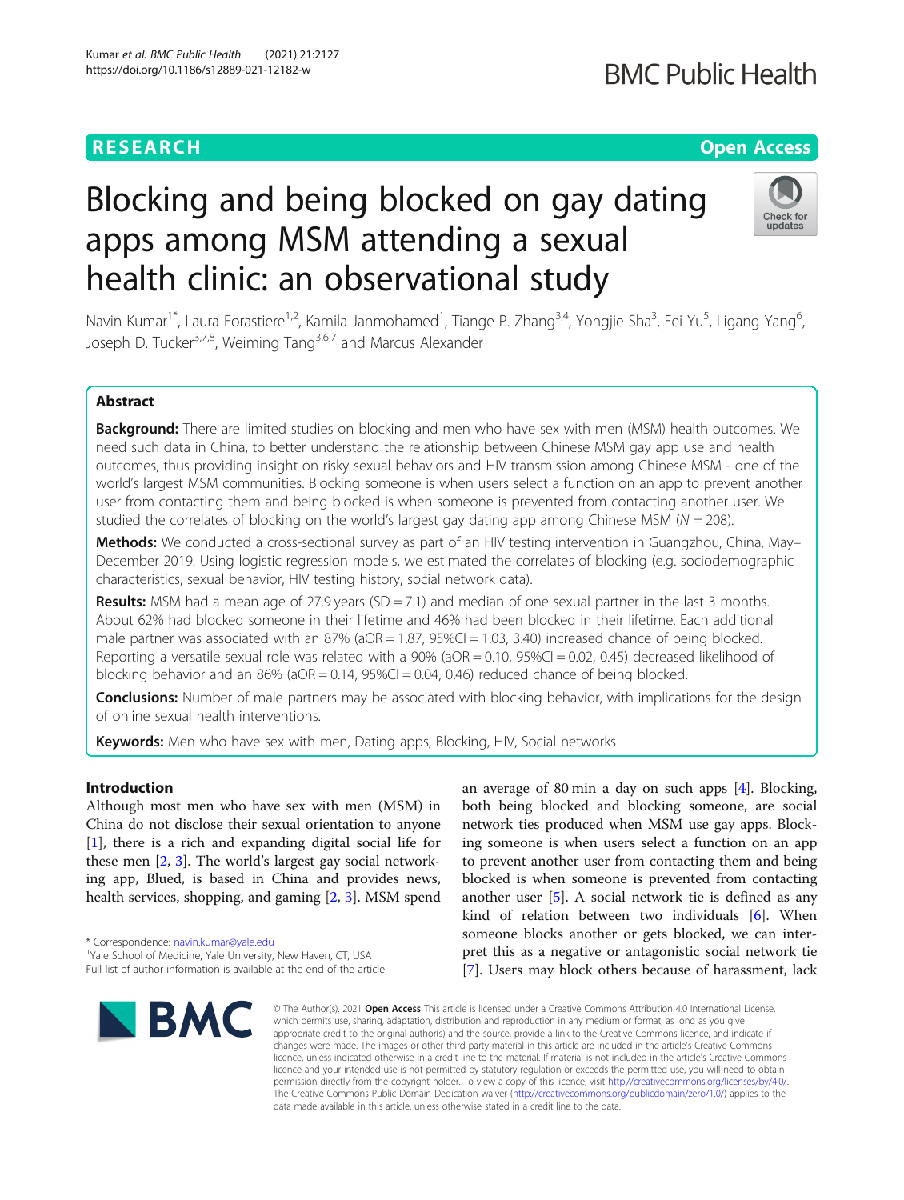RESEARCH

Open Access

# Blocking and being blocked on gay dating apps among MSM attending a sexual health clinic: an observational study

Navin Kumar[1*], Laura Forastiere[1,2], Kamila Janmohamed[1], Tiange P. Zhang[3,4], Yongjie Sha[3], Fei Yu[5], Ligang Yang[6], Joseph D. Tucker[3,7,8], Weiming Tang[3,6,7] and Marcus Alexander[1]

## Abstract

**Background:** There are limited studies on blocking and men who have sex with men (MSM) health outcomes. We need such data in China, to better understand the relationship between Chinese MSM gay app use and health outcomes, thus providing insight on risky sexual behaviors and HIV transmission among Chinese MSM - one of the world's largest MSM communities. Blocking someone is when users select a function on an app to prevent another user from contacting them and being blocked is when someone is prevented from contacting another user. We studied the correlates of blocking on the world's largest gay dating app among Chinese MSM ($N = 208$).

**Methods:** We conducted a cross-sectional survey as part of an HIV testing intervention in Guangzhou, China, May–December 2019. Using logistic regression models, we estimated the correlates of blocking (e.g. sociodemographic characteristics, sexual behavior, HIV testing history, social network data).

**Results:** MSM had a mean age of 27.9 years (SD = 7.1) and median of one sexual partner in the last 3 months. About 62% had blocked someone in their lifetime and 46% had been blocked in their lifetime. Each additional male partner was associated with an 87% (aOR = 1.87, 95%CI = 1.03, 3.40) increased chance of being blocked. Reporting a versatile sexual role was related with a 90% (aOR = 0.10, 95%CI = 0.02, 0.45) decreased likelihood of blocking behavior and an 86% (aOR = 0.14, 95%CI = 0.04, 0.46) reduced chance of being blocked.

**Conclusions:** Number of male partners may be associated with blocking behavior, with implications for the design of online sexual health interventions.

**Keywords:** Men who have sex with men, Dating apps, Blocking, HIV, Social networks

## Introduction

Although most men who have sex with men (MSM) in China do not disclose their sexual orientation to anyone [1], there is a rich and expanding digital social life for these men [2, 3]. The world's largest gay social networking app, Blued, is based in China and provides news, health services, shopping, and gaming [2, 3]. MSM spend an average of 80 min a day on such apps [4]. Blocking, both being blocked and blocking someone, are social network ties produced when MSM use gay apps. Blocking someone is when users select a function on an app to prevent another user from contacting them and being blocked is when someone is prevented from contacting another user [5]. A social network tie is defined as any kind of relation between two individuals [6]. When someone blocks another or gets blocked, we can interpret this as a negative or antagonistic social network tie [7]. Users may block others because of harassment, lack

* Correspondence: navin.kumar@yale.edu
[1]Yale School of Medicine, Yale University, New Haven, CT, USA
Full list of author information is available at the end of the article

© The Author(s). 2021 **Open Access** This article is licensed under a Creative Commons Attribution 4.0 International License, which permits use, sharing, adaptation, distribution and reproduction in any medium or format, as long as you give appropriate credit to the original author(s) and the source, provide a link to the Creative Commons licence, and indicate if changes were made. The images or other third party material in this article are included in the article's Creative Commons licence, unless indicated otherwise in a credit line to the material. If material is not included in the article's Creative Commons licence and your intended use is not permitted by statutory regulation or exceeds the permitted use, you will need to obtain permission directly from the copyright holder. To view a copy of this licence, visit http://creativecommons.org/licenses/by/4.0/. The Creative Commons Public Domain Dedication waiver (http://creativecommons.org/publicdomain/zero/1.0/) applies to the data made available in this article, unless otherwise stated in a credit line to the data.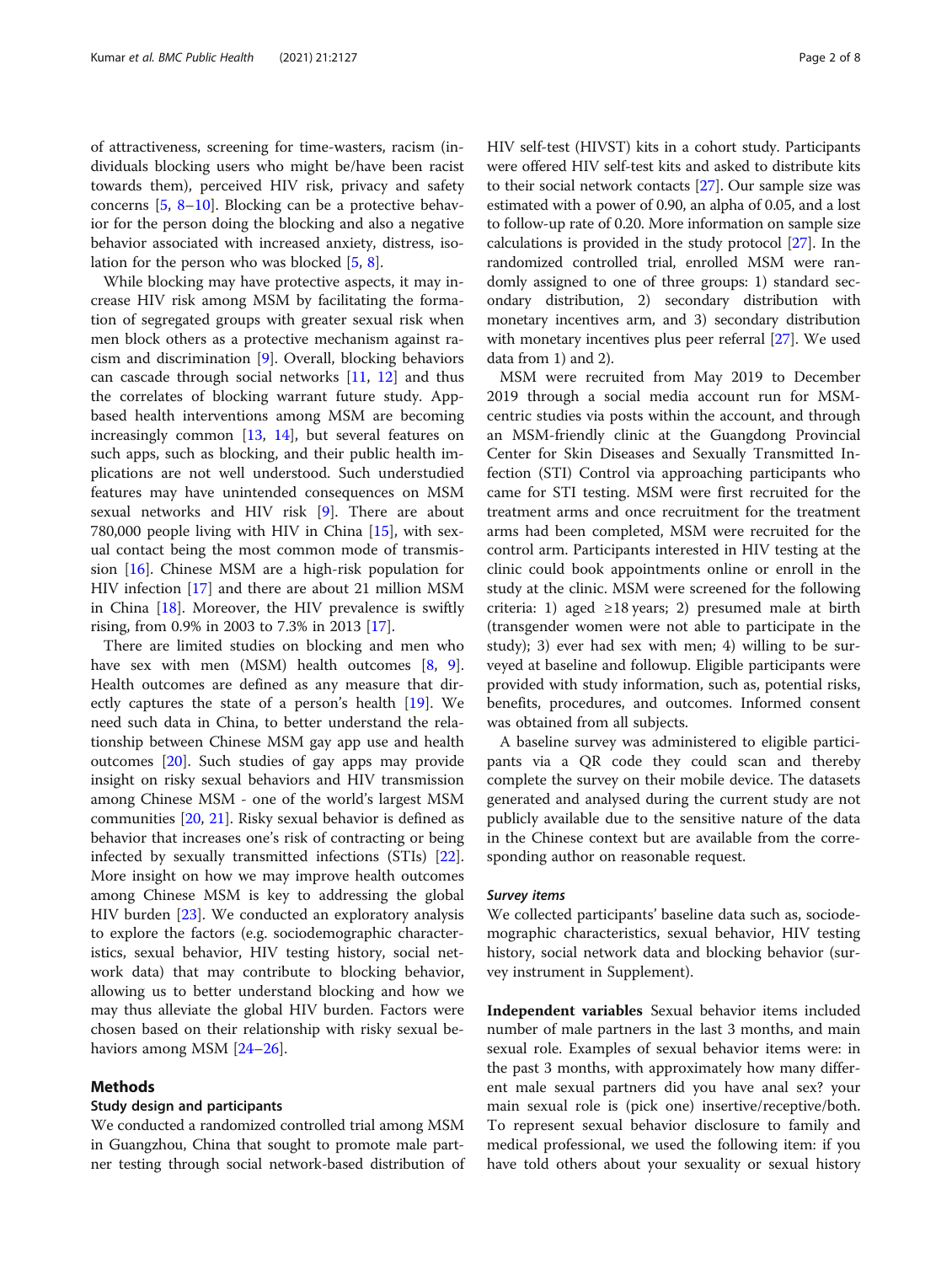of attractiveness, screening for time-wasters, racism (individuals blocking users who might be/have been racist towards them), perceived HIV risk, privacy and safety concerns [5, 8–10]. Blocking can be a protective behavior for the person doing the blocking and also a negative behavior associated with increased anxiety, distress, isolation for the person who was blocked [5, 8].

While blocking may have protective aspects, it may increase HIV risk among MSM by facilitating the formation of segregated groups with greater sexual risk when men block others as a protective mechanism against racism and discrimination [9]. Overall, blocking behaviors can cascade through social networks [11, 12] and thus the correlates of blocking warrant future study. App-based health interventions among MSM are becoming increasingly common [13, 14], but several features on such apps, such as blocking, and their public health implications are not well understood. Such understudied features may have unintended consequences on MSM sexual networks and HIV risk [9]. There are about 780,000 people living with HIV in China [15], with sexual contact being the most common mode of transmission [16]. Chinese MSM are a high-risk population for HIV infection [17] and there are about 21 million MSM in China [18]. Moreover, the HIV prevalence is swiftly rising, from 0.9% in 2003 to 7.3% in 2013 [17].

There are limited studies on blocking and men who have sex with men (MSM) health outcomes [8, 9]. Health outcomes are defined as any measure that directly captures the state of a person's health [19]. We need such data in China, to better understand the relationship between Chinese MSM gay app use and health outcomes [20]. Such studies of gay apps may provide insight on risky sexual behaviors and HIV transmission among Chinese MSM - one of the world's largest MSM communities [20, 21]. Risky sexual behavior is defined as behavior that increases one's risk of contracting or being infected by sexually transmitted infections (STIs) [22]. More insight on how we may improve health outcomes among Chinese MSM is key to addressing the global HIV burden [23]. We conducted an exploratory analysis to explore the factors (e.g. sociodemographic characteristics, sexual behavior, HIV testing history, social network data) that may contribute to blocking behavior, allowing us to better understand blocking and how we may thus alleviate the global HIV burden. Factors were chosen based on their relationship with risky sexual behaviors among MSM [24–26].

## Methods

### Study design and participants

We conducted a randomized controlled trial among MSM in Guangzhou, China that sought to promote male partner testing through social network-based distribution of HIV self-test (HIVST) kits in a cohort study. Participants were offered HIV self-test kits and asked to distribute kits to their social network contacts [27]. Our sample size was estimated with a power of 0.90, an alpha of 0.05, and a lost to follow-up rate of 0.20. More information on sample size calculations is provided in the study protocol [27]. In the randomized controlled trial, enrolled MSM were randomly assigned to one of three groups: 1) standard secondary distribution, 2) secondary distribution with monetary incentives arm, and 3) secondary distribution with monetary incentives plus peer referral [27]. We used data from 1) and 2).

MSM were recruited from May 2019 to December 2019 through a social media account run for MSM-centric studies via posts within the account, and through an MSM-friendly clinic at the Guangdong Provincial Center for Skin Diseases and Sexually Transmitted Infection (STI) Control via approaching participants who came for STI testing. MSM were first recruited for the treatment arms and once recruitment for the treatment arms had been completed, MSM were recruited for the control arm. Participants interested in HIV testing at the clinic could book appointments online or enroll in the study at the clinic. MSM were screened for the following criteria: 1) aged ≥18 years; 2) presumed male at birth (transgender women were not able to participate in the study); 3) ever had sex with men; 4) willing to be surveyed at baseline and followup. Eligible participants were provided with study information, such as, potential risks, benefits, procedures, and outcomes. Informed consent was obtained from all subjects.

A baseline survey was administered to eligible participants via a QR code they could scan and thereby complete the survey on their mobile device. The datasets generated and analysed during the current study are not publicly available due to the sensitive nature of the data in the Chinese context but are available from the corresponding author on reasonable request.

### *Survey items*

We collected participants' baseline data such as, sociodemographic characteristics, sexual behavior, HIV testing history, social network data and blocking behavior (survey instrument in Supplement).

**Independent variables** Sexual behavior items included number of male partners in the last 3 months, and main sexual role. Examples of sexual behavior items were: in the past 3 months, with approximately how many different male sexual partners did you have anal sex? your main sexual role is (pick one) insertive/receptive/both. To represent sexual behavior disclosure to family and medical professional, we used the following item: if you have told others about your sexuality or sexual history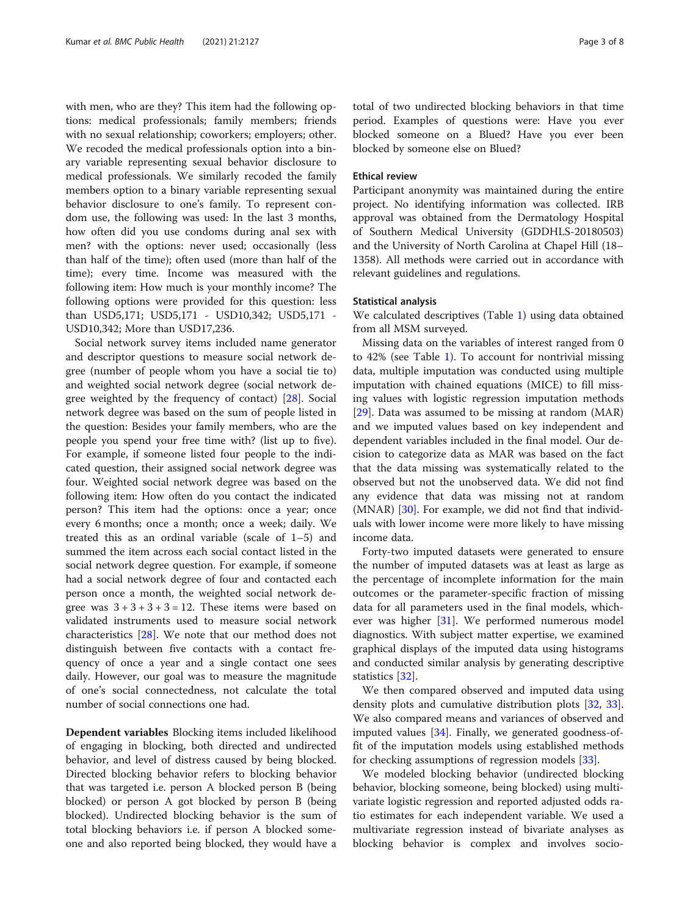with men, who are they? This item had the following options: medical professionals; family members; friends with no sexual relationship; coworkers; employers; other. We recoded the medical professionals option into a binary variable representing sexual behavior disclosure to medical professionals. We similarly recoded the family members option to a binary variable representing sexual behavior disclosure to one's family. To represent condom use, the following was used: In the last 3 months, how often did you use condoms during anal sex with men? with the options: never used; occasionally (less than half of the time); often used (more than half of the time); every time. Income was measured with the following item: How much is your monthly income? The following options were provided for this question: less than USD5,171; USD5,171 - USD10,342; USD5,171 - USD10,342; More than USD17,236.

Social network survey items included name generator and descriptor questions to measure social network degree (number of people whom you have a social tie to) and weighted social network degree (social network degree weighted by the frequency of contact) [28]. Social network degree was based on the sum of people listed in the question: Besides your family members, who are the people you spend your free time with? (list up to five). For example, if someone listed four people to the indicated question, their assigned social network degree was four. Weighted social network degree was based on the following item: How often do you contact the indicated person? This item had the options: once a year; once every 6 months; once a month; once a week; daily. We treated this as an ordinal variable (scale of 1–5) and summed the item across each social contact listed in the social network degree question. For example, if someone had a social network degree of four and contacted each person once a month, the weighted social network degree was $3 + 3 + 3 + 3 = 12$. These items were based on validated instruments used to measure social network characteristics [28]. We note that our method does not distinguish between five contacts with a contact frequency of once a year and a single contact one sees daily. However, our goal was to measure the magnitude of one's social connectedness, not calculate the total number of social connections one had.

**Dependent variables** Blocking items included likelihood of engaging in blocking, both directed and undirected behavior, and level of distress caused by being blocked. Directed blocking behavior refers to blocking behavior that was targeted i.e. person A blocked person B (being blocked) or person A got blocked by person B (being blocked). Undirected blocking behavior is the sum of total blocking behaviors i.e. if person A blocked someone and also reported being blocked, they would have a total of two undirected blocking behaviors in that time period. Examples of questions were: Have you ever blocked someone on a Blued? Have you ever been blocked by someone else on Blued?

### Ethical review

Participant anonymity was maintained during the entire project. No identifying information was collected. IRB approval was obtained from the Dermatology Hospital of Southern Medical University (GDDHLS-20180503) and the University of North Carolina at Chapel Hill (18–1358). All methods were carried out in accordance with relevant guidelines and regulations.

### Statistical analysis

We calculated descriptives (Table 1) using data obtained from all MSM surveyed.

Missing data on the variables of interest ranged from 0 to 42% (see Table 1). To account for nontrivial missing data, multiple imputation was conducted using multiple imputation with chained equations (MICE) to fill missing values with logistic regression imputation methods [29]. Data was assumed to be missing at random (MAR) and we imputed values based on key independent and dependent variables included in the final model. Our decision to categorize data as MAR was based on the fact that the data missing was systematically related to the observed but not the unobserved data. We did not find any evidence that data was missing not at random (MNAR) [30]. For example, we did not find that individuals with lower income were more likely to have missing income data.

Forty-two imputed datasets were generated to ensure the number of imputed datasets was at least as large as the percentage of incomplete information for the main outcomes or the parameter-specific fraction of missing data for all parameters used in the final models, whichever was higher [31]. We performed numerous model diagnostics. With subject matter expertise, we examined graphical displays of the imputed data using histograms and conducted similar analysis by generating descriptive statistics [32].

We then compared observed and imputed data using density plots and cumulative distribution plots [32, 33]. We also compared means and variances of observed and imputed values [34]. Finally, we generated goodness-of-fit of the imputation models using established methods for checking assumptions of regression models [33].

We modeled blocking behavior (undirected blocking behavior, blocking someone, being blocked) using multivariate logistic regression and reported adjusted odds ratio estimates for each independent variable. We used a multivariate regression instead of bivariate analyses as blocking behavior is complex and involves socio-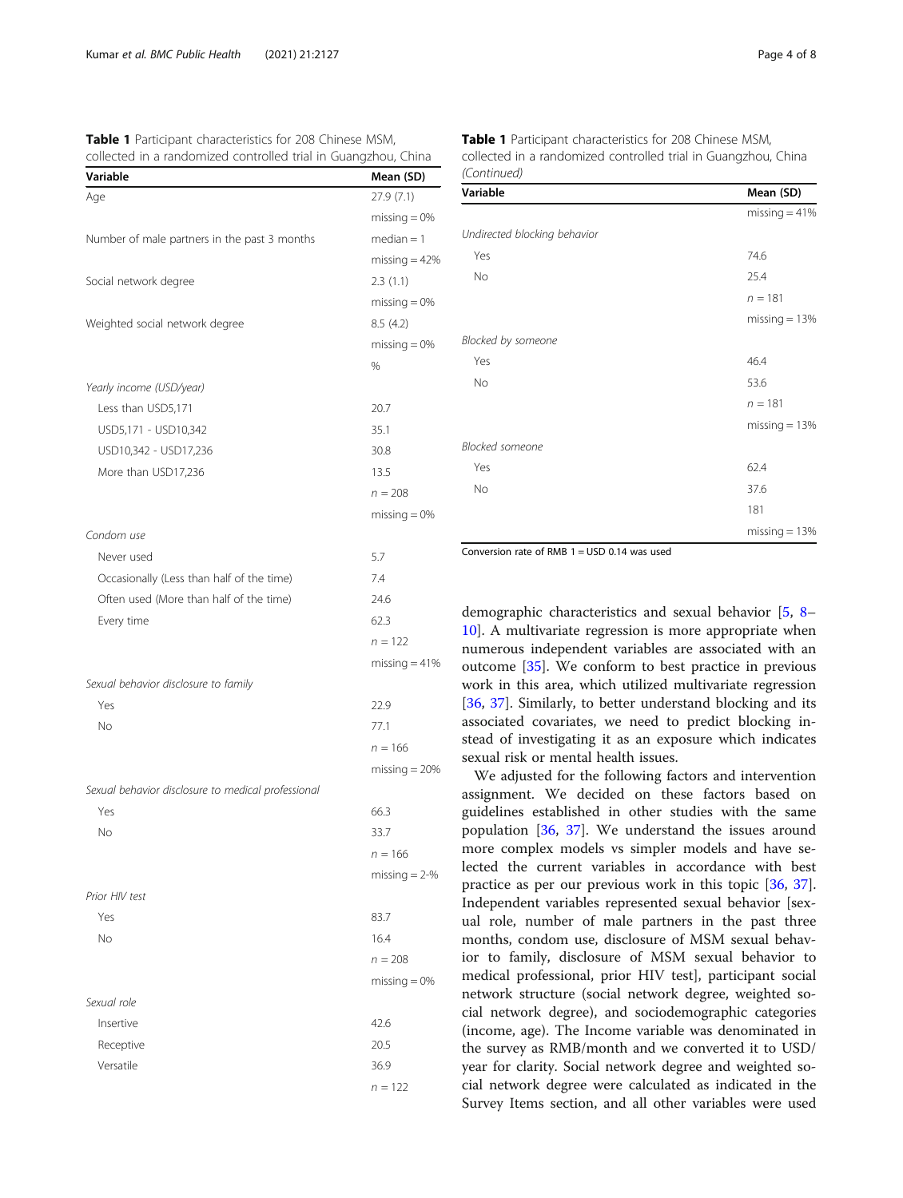**Table 1** Participant characteristics for 208 Chinese MSM, collected in a randomized controlled trial in Guangzhou, China

| Variable | Mean (SD) |
|---|---|
| Age | 27.9 (7.1) |
| | missing = 0% |
| Number of male partners in the past 3 months | median = 1 |
| | missing = 42% |
| Social network degree | 2.3 (1.1) |
| | missing = 0% |
| Weighted social network degree | 8.5 (4.2) |
| | missing = 0% |
| | % |
| *Yearly income (USD/year)* | |
| Less than USD5,171 | 20.7 |
| USD5,171 - USD10,342 | 35.1 |
| USD10,342 - USD17,236 | 30.8 |
| More than USD17,236 | 13.5 |
| | *n* = 208 |
| | missing = 0% |
| *Condom use* | |
| Never used | 5.7 |
| Occasionally (Less than half of the time) | 7.4 |
| Often used (More than half of the time) | 24.6 |
| Every time | 62.3 |
| | *n* = 122 |
| | missing = 41% |
| *Sexual behavior disclosure to family* | |
| Yes | 22.9 |
| No | 77.1 |
| | *n* = 166 |
| | missing = 20% |
| *Sexual behavior disclosure to medical professional* | |
| Yes | 66.3 |
| No | 33.7 |
| | *n* = 166 |
| | missing = 2-% |
| *Prior HIV test* | |
| Yes | 83.7 |
| No | 16.4 |
| | *n* = 208 |
| | missing = 0% |
| *Sexual role* | |
| Insertive | 42.6 |
| Receptive | 20.5 |
| Versatile | 36.9 |
| | *n* = 122 |
| | missing = 41% |
| *Undirected blocking behavior* | |
| Yes | 74.6 |
| No | 25.4 |
| | *n* = 181 |
| | missing = 13% |
| *Blocked by someone* | |
| Yes | 46.4 |
| No | 53.6 |
| | *n* = 181 |
| | missing = 13% |
| *Blocked someone* | |
| Yes | 62.4 |
| No | 37.6 |
| | 181 |
| | missing = 13% |

Conversion rate of RMB 1 = USD 0.14 was used

demographic characteristics and sexual behavior [5, 8–10]. A multivariate regression is more appropriate when numerous independent variables are associated with an outcome [35]. We conform to best practice in previous work in this area, which utilized multivariate regression [36, 37]. Similarly, to better understand blocking and its associated covariates, we need to predict blocking instead of investigating it as an exposure which indicates sexual risk or mental health issues.

We adjusted for the following factors and intervention assignment. We decided on these factors based on guidelines established in other studies with the same population [36, 37]. We understand the issues around more complex models vs simpler models and have selected the current variables in accordance with best practice as per our previous work in this topic [36, 37]. Independent variables represented sexual behavior [sexual role, number of male partners in the past three months, condom use, disclosure of MSM sexual behavior to family, disclosure of MSM sexual behavior to medical professional, prior HIV test], participant social network structure (social network degree, weighted social network degree), and sociodemographic categories (income, age). The Income variable was denominated in the survey as RMB/month and we converted it to USD/year for clarity. Social network degree and weighted social network degree were calculated as indicated in the Survey Items section, and all other variables were used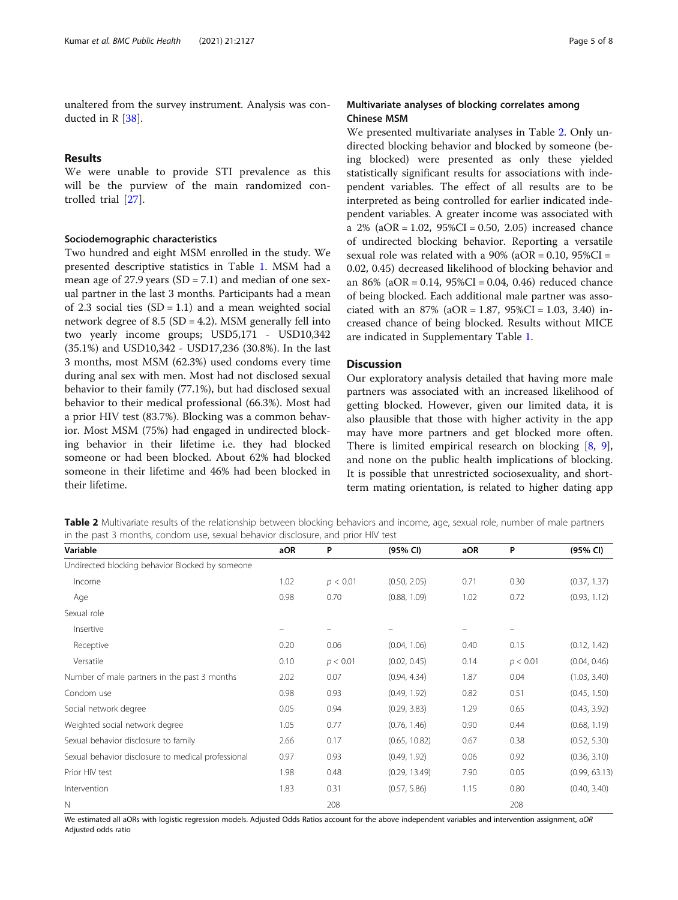unaltered from the survey instrument. Analysis was conducted in R [38].

## Results

We were unable to provide STI prevalence as this will be the purview of the main randomized controlled trial [27].

### Sociodemographic characteristics

Two hundred and eight MSM enrolled in the study. We presented descriptive statistics in Table 1. MSM had a mean age of 27.9 years (SD = 7.1) and median of one sexual partner in the last 3 months. Participants had a mean of 2.3 social ties (SD = 1.1) and a mean weighted social network degree of 8.5 (SD = 4.2). MSM generally fell into two yearly income groups; USD5,171 - USD10,342 (35.1%) and USD10,342 - USD17,236 (30.8%). In the last 3 months, most MSM (62.3%) used condoms every time during anal sex with men. Most had not disclosed sexual behavior to their family (77.1%), but had disclosed sexual behavior to their medical professional (66.3%). Most had a prior HIV test (83.7%). Blocking was a common behavior. Most MSM (75%) had engaged in undirected blocking behavior in their lifetime i.e. they had blocked someone or had been blocked. About 62% had blocked someone in their lifetime and 46% had been blocked in their lifetime.

### Multivariate analyses of blocking correlates among Chinese MSM

We presented multivariate analyses in Table 2. Only undirected blocking behavior and blocked by someone (being blocked) were presented as only these yielded statistically significant results for associations with independent variables. The effect of all results are to be interpreted as being controlled for earlier indicated independent variables. A greater income was associated with a 2% (aOR = 1.02, 95%CI = 0.50, 2.05) increased chance of undirected blocking behavior. Reporting a versatile sexual role was related with a 90% (aOR = 0.10, 95%CI = 0.02, 0.45) decreased likelihood of blocking behavior and an 86% (aOR = 0.14, 95%CI = 0.04, 0.46) reduced chance of being blocked. Each additional male partner was associated with an 87% (aOR = 1.87, 95%CI = 1.03, 3.40) increased chance of being blocked. Results without MICE are indicated in Supplementary Table 1.

## Discussion

Our exploratory analysis detailed that having more male partners was associated with an increased likelihood of getting blocked. However, given our limited data, it is also plausible that those with higher activity in the app may have more partners and get blocked more often. There is limited empirical research on blocking [8, 9], and none on the public health implications of blocking. It is possible that unrestricted sociosexuality, and short-term mating orientation, is related to higher dating app

**Table 2** Multivariate results of the relationship between blocking behaviors and income, age, sexual role, number of male partners in the past 3 months, condom use, sexual behavior disclosure, and prior HIV test

| Variable | aOR | P | (95% CI) | aOR | P | (95% CI) |
|---|---|---|---|---|---|---|
| Undirected blocking behavior Blocked by someone | | | | | | |
| Income | 1.02 | $p < 0.01$ | (0.50, 2.05) | 0.71 | 0.30 | (0.37, 1.37) |
| Age | 0.98 | 0.70 | (0.88, 1.09) | 1.02 | 0.72 | (0.93, 1.12) |
| Sexual role | | | | | | |
| Insertive | – | – | – | – | – | |
| Receptive | 0.20 | 0.06 | (0.04, 1.06) | 0.40 | 0.15 | (0.12, 1.42) |
| Versatile | 0.10 | $p < 0.01$ | (0.02, 0.45) | 0.14 | $p < 0.01$ | (0.04, 0.46) |
| Number of male partners in the past 3 months | 2.02 | 0.07 | (0.94, 4.34) | 1.87 | 0.04 | (1.03, 3.40) |
| Condom use | 0.98 | 0.93 | (0.49, 1.92) | 0.82 | 0.51 | (0.45, 1.50) |
| Social network degree | 0.05 | 0.94 | (0.29, 3.83) | 1.29 | 0.65 | (0.43, 3.92) |
| Weighted social network degree | 1.05 | 0.77 | (0.76, 1.46) | 0.90 | 0.44 | (0.68, 1.19) |
| Sexual behavior disclosure to family | 2.66 | 0.17 | (0.65, 10.82) | 0.67 | 0.38 | (0.52, 5.30) |
| Sexual behavior disclosure to medical professional | 0.97 | 0.93 | (0.49, 1.92) | 0.06 | 0.92 | (0.36, 3.10) |
| Prior HIV test | 1.98 | 0.48 | (0.29, 13.49) | 7.90 | 0.05 | (0.99, 63.13) |
| Intervention | 1.83 | 0.31 | (0.57, 5.86) | 1.15 | 0.80 | (0.40, 3.40) |
| N | | 208 | | | 208 | |

We estimated all aORs with logistic regression models. Adjusted Odds Ratios account for the above independent variables and intervention assignment, *aOR* Adjusted odds ratio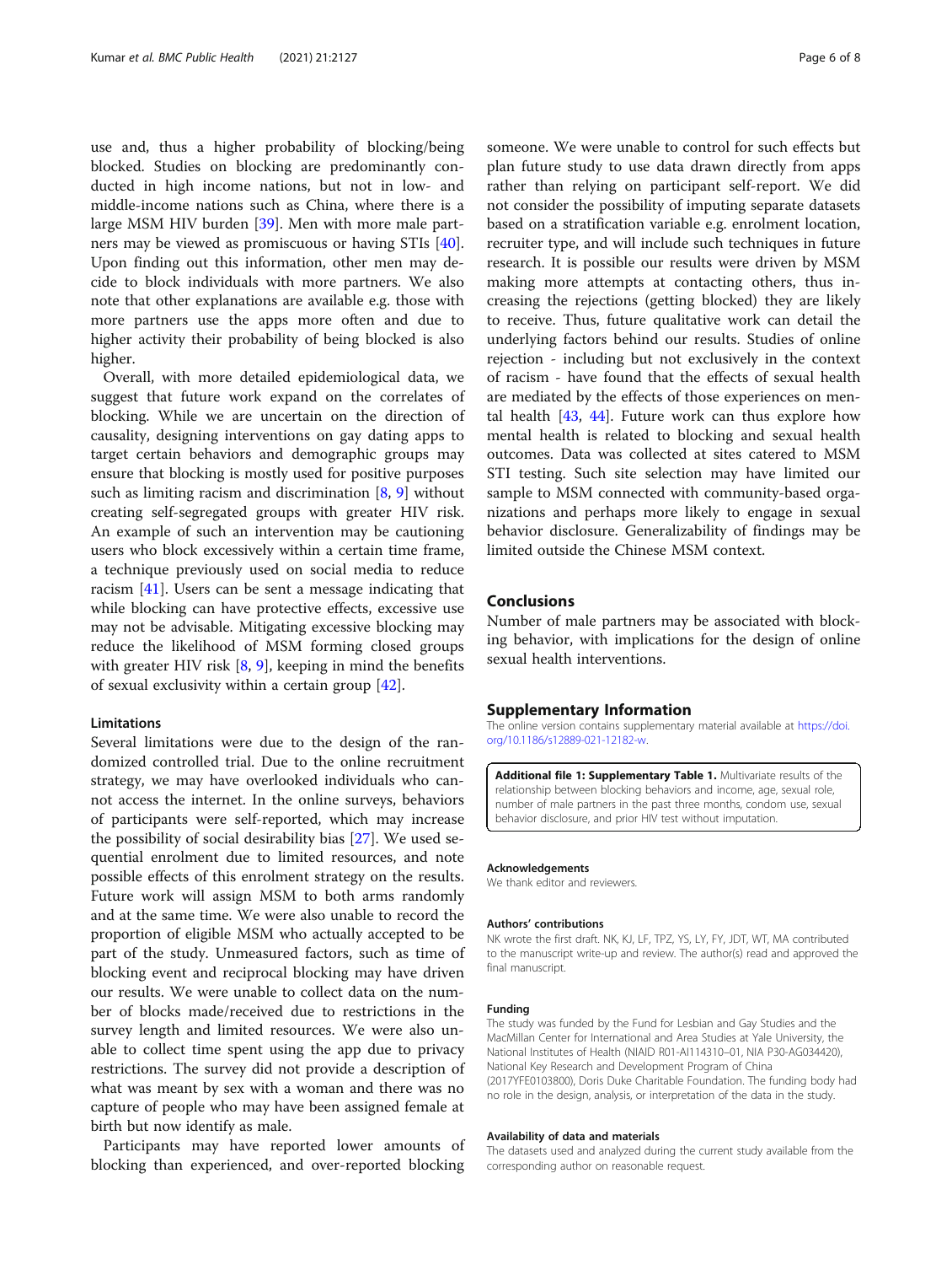use and, thus a higher probability of blocking/being blocked. Studies on blocking are predominantly conducted in high income nations, but not in low- and middle-income nations such as China, where there is a large MSM HIV burden [39]. Men with more male partners may be viewed as promiscuous or having STIs [40]. Upon finding out this information, other men may decide to block individuals with more partners. We also note that other explanations are available e.g. those with more partners use the apps more often and due to higher activity their probability of being blocked is also higher.

Overall, with more detailed epidemiological data, we suggest that future work expand on the correlates of blocking. While we are uncertain on the direction of causality, designing interventions on gay dating apps to target certain behaviors and demographic groups may ensure that blocking is mostly used for positive purposes such as limiting racism and discrimination [8, 9] without creating self-segregated groups with greater HIV risk. An example of such an intervention may be cautioning users who block excessively within a certain time frame, a technique previously used on social media to reduce racism [41]. Users can be sent a message indicating that while blocking can have protective effects, excessive use may not be advisable. Mitigating excessive blocking may reduce the likelihood of MSM forming closed groups with greater HIV risk [8, 9], keeping in mind the benefits of sexual exclusivity within a certain group [42].

#### Limitations

Several limitations were due to the design of the randomized controlled trial. Due to the online recruitment strategy, we may have overlooked individuals who cannot access the internet. In the online surveys, behaviors of participants were self-reported, which may increase the possibility of social desirability bias [27]. We used sequential enrolment due to limited resources, and note possible effects of this enrolment strategy on the results. Future work will assign MSM to both arms randomly and at the same time. We were also unable to record the proportion of eligible MSM who actually accepted to be part of the study. Unmeasured factors, such as time of blocking event and reciprocal blocking may have driven our results. We were unable to collect data on the number of blocks made/received due to restrictions in the survey length and limited resources. We were also unable to collect time spent using the app due to privacy restrictions. The survey did not provide a description of what was meant by sex with a woman and there was no capture of people who may have been assigned female at birth but now identify as male.

Participants may have reported lower amounts of blocking than experienced, and over-reported blocking someone. We were unable to control for such effects but plan future study to use data drawn directly from apps rather than relying on participant self-report. We did not consider the possibility of imputing separate datasets based on a stratification variable e.g. enrolment location, recruiter type, and will include such techniques in future research. It is possible our results were driven by MSM making more attempts at contacting others, thus increasing the rejections (getting blocked) they are likely to receive. Thus, future qualitative work can detail the underlying factors behind our results. Studies of online rejection - including but not exclusively in the context of racism - have found that the effects of sexual health are mediated by the effects of those experiences on mental health [43, 44]. Future work can thus explore how mental health is related to blocking and sexual health outcomes. Data was collected at sites catered to MSM STI testing. Such site selection may have limited our sample to MSM connected with community-based organizations and perhaps more likely to engage in sexual behavior disclosure. Generalizability of findings may be limited outside the Chinese MSM context.

## Conclusions

Number of male partners may be associated with blocking behavior, with implications for the design of online sexual health interventions.

## Supplementary Information

The online version contains supplementary material available at https://doi.org/10.1186/s12889-021-12182-w.

**Additional file 1: Supplementary Table 1.** Multivariate results of the relationship between blocking behaviors and income, age, sexual role, number of male partners in the past three months, condom use, sexual behavior disclosure, and prior HIV test without imputation.

#### Acknowledgements

We thank editor and reviewers.

#### Authors' contributions

NK wrote the first draft. NK, KJ, LF, TPZ, YS, LY, FY, JDT, WT, MA contributed to the manuscript write-up and review. The author(s) read and approved the final manuscript.

#### Funding

The study was funded by the Fund for Lesbian and Gay Studies and the MacMillan Center for International and Area Studies at Yale University, the National Institutes of Health (NIAID R01-AI114310–01, NIA P30-AG034420), National Key Research and Development Program of China (2017YFE0103800), Doris Duke Charitable Foundation. The funding body had no role in the design, analysis, or interpretation of the data in the study.

#### Availability of data and materials

The datasets used and analyzed during the current study available from the corresponding author on reasonable request.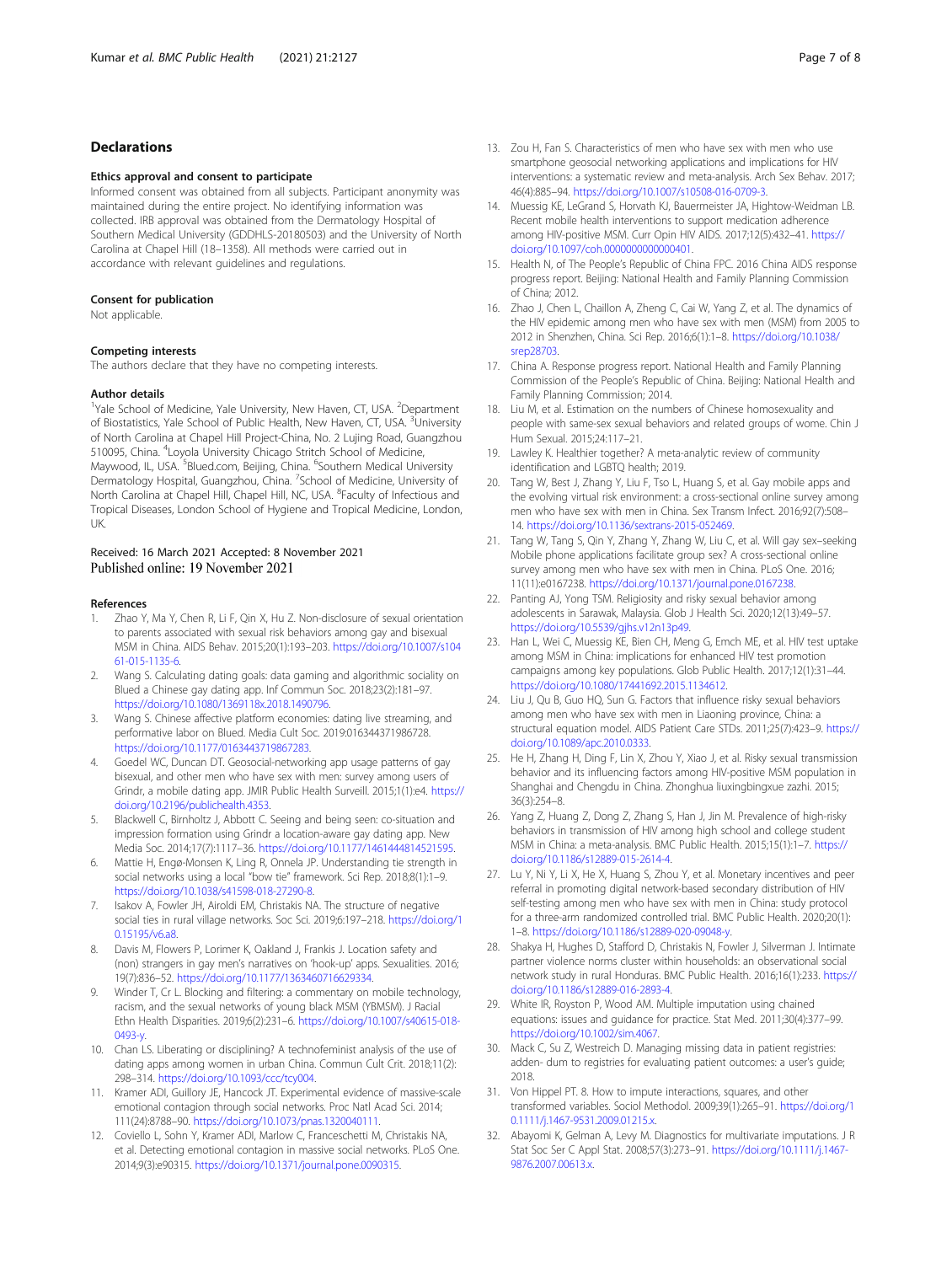## Declarations

### Ethics approval and consent to participate

Informed consent was obtained from all subjects. Participant anonymity was maintained during the entire project. No identifying information was collected. IRB approval was obtained from the Dermatology Hospital of Southern Medical University (GDDHLS-20180503) and the University of North Carolina at Chapel Hill (18–1358). All methods were carried out in accordance with relevant guidelines and regulations.

### Consent for publication

Not applicable.

### Competing interests

The authors declare that they have no competing interests.

### Author details

[1]Yale School of Medicine, Yale University, New Haven, CT, USA. [2]Department of Biostatistics, Yale School of Public Health, New Haven, CT, USA. [3]University of North Carolina at Chapel Hill Project-China, No. 2 Lujing Road, Guangzhou 510095, China. [4]Loyola University Chicago Stritch School of Medicine, Maywood, IL, USA. [5]Blued.com, Beijing, China. [6]Southern Medical University Dermatology Hospital, Guangzhou, China. [7]School of Medicine, University of North Carolina at Chapel Hill, Chapel Hill, NC, USA. [8]Faculty of Infectious and Tropical Diseases, London School of Hygiene and Tropical Medicine, London, UK.

Received: 16 March 2021 Accepted: 8 November 2021
Published online: 19 November 2021

### References

1. Zhao Y, Ma Y, Chen R, Li F, Qin X, Hu Z. Non-disclosure of sexual orientation to parents associated with sexual risk behaviors among gay and bisexual MSM in China. AIDS Behav. 2015;20(1):193–203. https://doi.org/10.1007/s10461-015-1135-6.
2. Wang S. Calculating dating goals: data gaming and algorithmic sociality on Blued a Chinese gay dating app. Inf Commun Soc. 2018;23(2):181–97. https://doi.org/10.1080/1369118x.2018.1490796.
3. Wang S. Chinese affective platform economies: dating live streaming, and performative labor on Blued. Media Cult Soc. 2019:016344371986728. https://doi.org/10.1177/0163443719867283.
4. Goedel WC, Duncan DT. Geosocial-networking app usage patterns of gay bisexual, and other men who have sex with men: survey among users of Grindr, a mobile dating app. JMIR Public Health Surveill. 2015;1(1):e4. https://doi.org/10.2196/publichealth.4353.
5. Blackwell C, Birnholtz J, Abbott C. Seeing and being seen: co-situation and impression formation using Grindr a location-aware gay dating app. New Media Soc. 2014;17(7):1117–36. https://doi.org/10.1177/1461444814521595.
6. Mattie H, Engø-Monsen K, Ling R, Onnela JP. Understanding tie strength in social networks using a local "bow tie" framework. Sci Rep. 2018;8(1):1–9. https://doi.org/10.1038/s41598-018-27290-8.
7. Isakov A, Fowler JH, Airoldi EM, Christakis NA. The structure of negative social ties in rural village networks. Soc Sci. 2019;6:197–218. https://doi.org/10.15195/v6.a8.
8. Davis M, Flowers P, Lorimer K, Oakland J, Frankis J. Location safety and (non) strangers in gay men's narratives on 'hook-up' apps. Sexualities. 2016;19(7):836–52. https://doi.org/10.1177/1363460716629334.
9. Winder T, Cr L. Blocking and filtering: a commentary on mobile technology, racism, and the sexual networks of young black MSM (YBMSM). J Racial Ethn Health Disparities. 2019;6(2):231–6. https://doi.org/10.1007/s40615-018-0493-y.
10. Chan LS. Liberating or disciplining? A technofeminist analysis of the use of dating apps among women in urban China. Commun Cult Crit. 2018;11(2):298–314. https://doi.org/10.1093/ccc/tcy004.
11. Kramer ADI, Guillory JE, Hancock JT. Experimental evidence of massive-scale emotional contagion through social networks. Proc Natl Acad Sci. 2014;111(24):8788–90. https://doi.org/10.1073/pnas.1320040111.
12. Coviello L, Sohn Y, Kramer ADI, Marlow C, Franceschetti M, Christakis NA, et al. Detecting emotional contagion in massive social networks. PLoS One. 2014;9(3):e90315. https://doi.org/10.1371/journal.pone.0090315.
13. Zou H, Fan S. Characteristics of men who have sex with men who use smartphone geosocial networking applications and implications for HIV interventions: a systematic review and meta-analysis. Arch Sex Behav. 2017;46(4):885–94. https://doi.org/10.1007/s10508-016-0709-3.
14. Muessig KE, LeGrand S, Horvath KJ, Bauermeister JA, Hightow-Weidman LB. Recent mobile health interventions to support medication adherence among HIV-positive MSM. Curr Opin HIV AIDS. 2017;12(5):432–41. https://doi.org/10.1097/coh.0000000000000401.
15. Health N, of The People's Republic of China FPC. 2016 China AIDS response progress report. Beijing: National Health and Family Planning Commission of China; 2012.
16. Zhao J, Chen L, Chaillon A, Zheng C, Cai W, Yang Z, et al. The dynamics of the HIV epidemic among men who have sex with men (MSM) from 2005 to 2012 in Shenzhen, China. Sci Rep. 2016;6(1):1–8. https://doi.org/10.1038/srep28703.
17. China A. Response progress report. National Health and Family Planning Commission of the People's Republic of China. Beijing: National Health and Family Planning Commission; 2014.
18. Liu M, et al. Estimation on the numbers of Chinese homosexuality and people with same-sex sexual behaviors and related groups of wome. Chin J Hum Sexual. 2015;24:117–21.
19. Lawley K. Healthier together? A meta-analytic review of community identification and LGBTQ health; 2019.
20. Tang W, Best J, Zhang Y, Liu F, Tso L, Huang S, et al. Gay mobile apps and the evolving virtual risk environment: a cross-sectional online survey among men who have sex with men in China. Sex Transm Infect. 2016;92(7):508–14. https://doi.org/10.1136/sextrans-2015-052469.
21. Tang W, Tang S, Qin Y, Zhang Y, Zhang W, Liu C, et al. Will gay sex–seeking Mobile phone applications facilitate group sex? A cross-sectional online survey among men who have sex with men in China. PLoS One. 2016;11(11):e0167238. https://doi.org/10.1371/journal.pone.0167238.
22. Panting AJ, Yong TSM. Religiosity and risky sexual behavior among adolescents in Sarawak, Malaysia. Glob J Health Sci. 2020;12(13):49–57. https://doi.org/10.5539/gjhs.v12n13p49.
23. Han L, Wei C, Muessig KE, Bien CH, Meng G, Emch ME, et al. HIV test uptake among MSM in China: implications for enhanced HIV test promotion campaigns among key populations. Glob Public Health. 2017;12(1):31–44. https://doi.org/10.1080/17441692.2015.1134612.
24. Liu J, Qu B, Guo HQ, Sun G. Factors that influence risky sexual behaviors among men who have sex with men in Liaoning province, China: a structural equation model. AIDS Patient Care STDs. 2011;25(7):423–9. https://doi.org/10.1089/apc.2010.0333.
25. He H, Zhang H, Ding F, Lin X, Zhou Y, Xiao J, et al. Risky sexual transmission behavior and its influencing factors among HIV-positive MSM population in Shanghai and Chengdu in China. Zhonghua liuxingbingxue zazhi. 2015;36(3):254–8.
26. Yang Z, Huang Z, Dong Z, Zhang S, Han J, Jin M. Prevalence of high-risky behaviors in transmission of HIV among high school and college student MSM in China: a meta-analysis. BMC Public Health. 2015;15(1):1–7. https://doi.org/10.1186/s12889-015-2614-4.
27. Lu Y, Ni Y, Li X, He X, Huang S, Zhou Y, et al. Monetary incentives and peer referral in promoting digital network-based secondary distribution of HIV self-testing among men who have sex with men in China: study protocol for a three-arm randomized controlled trial. BMC Public Health. 2020;20(1):1–8. https://doi.org/10.1186/s12889-020-09048-y.
28. Shakya H, Hughes D, Stafford D, Christakis N, Fowler J, Silverman J. Intimate partner violence norms cluster within households: an observational social network study in rural Honduras. BMC Public Health. 2016;16(1):233. https://doi.org/10.1186/s12889-016-2893-4.
29. White IR, Royston P, Wood AM. Multiple imputation using chained equations: issues and guidance for practice. Stat Med. 2011;30(4):377–99. https://doi.org/10.1002/sim.4067.
30. Mack C, Su Z, Westreich D. Managing missing data in patient registries: adden- dum to registries for evaluating patient outcomes: a user's guide; 2018.
31. Von Hippel PT. 8. How to impute interactions, squares, and other transformed variables. Sociol Methodol. 2009;39(1):265–91. https://doi.org/10.1111/j.1467-9531.2009.01215.x.
32. Abayomi K, Gelman A, Levy M. Diagnostics for multivariate imputations. J R Stat Soc Ser C Appl Stat. 2008;57(3):273–91. https://doi.org/10.1111/j.1467-9876.2007.00613.x.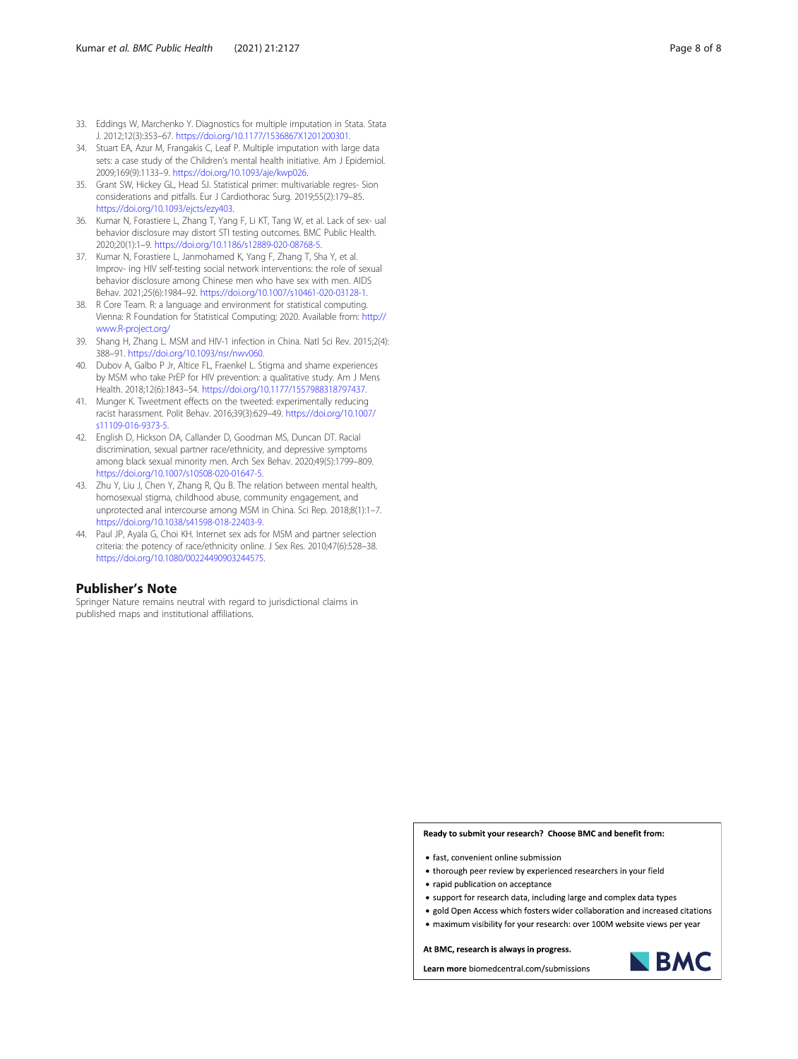33. Eddings W, Marchenko Y. Diagnostics for multiple imputation in Stata. Stata J. 2012;12(3):353–67. https://doi.org/10.1177/1536867X1201200301.
34. Stuart EA, Azur M, Frangakis C, Leaf P. Multiple imputation with large data sets: a case study of the Children's mental health initiative. Am J Epidemiol. 2009;169(9):1133–9. https://doi.org/10.1093/aje/kwp026.
35. Grant SW, Hickey GL, Head SJ. Statistical primer: multivariable regres- Sion considerations and pitfalls. Eur J Cardiothorac Surg. 2019;55(2):179–85. https://doi.org/10.1093/ejcts/ezy403.
36. Kumar N, Forastiere L, Zhang T, Yang F, Li KT, Tang W, et al. Lack of sex- ual behavior disclosure may distort STI testing outcomes. BMC Public Health. 2020;20(1):1–9. https://doi.org/10.1186/s12889-020-08768-5.
37. Kumar N, Forastiere L, Janmohamed K, Yang F, Zhang T, Sha Y, et al. Improv- ing HIV self-testing social network interventions: the role of sexual behavior disclosure among Chinese men who have sex with men. AIDS Behav. 2021;25(6):1984–92. https://doi.org/10.1007/s10461-020-03128-1.
38. R Core Team. R: a language and environment for statistical computing. Vienna: R Foundation for Statistical Computing; 2020. Available from: http://www.R-project.org/
39. Shang H, Zhang L. MSM and HIV-1 infection in China. Natl Sci Rev. 2015;2(4):388–91. https://doi.org/10.1093/nsr/nwv060.
40. Dubov A, Galbo P Jr, Altice FL, Fraenkel L. Stigma and shame experiences by MSM who take PrEP for HIV prevention: a qualitative study. Am J Mens Health. 2018;12(6):1843–54. https://doi.org/10.1177/1557988318797437.
41. Munger K. Tweetment effects on the tweeted: experimentally reducing racist harassment. Polit Behav. 2016;39(3):629–49. https://doi.org/10.1007/s11109-016-9373-5.
42. English D, Hickson DA, Callander D, Goodman MS, Duncan DT. Racial discrimination, sexual partner race/ethnicity, and depressive symptoms among black sexual minority men. Arch Sex Behav. 2020;49(5):1799–809. https://doi.org/10.1007/s10508-020-01647-5.
43. Zhu Y, Liu J, Chen Y, Zhang R, Qu B. The relation between mental health, homosexual stigma, childhood abuse, community engagement, and unprotected anal intercourse among MSM in China. Sci Rep. 2018;8(1):1–7. https://doi.org/10.1038/s41598-018-22403-9.
44. Paul JP, Ayala G, Choi KH. Internet sex ads for MSM and partner selection criteria: the potency of race/ethnicity online. J Sex Res. 2010;47(6):528–38. https://doi.org/10.1080/00224490903244575.

## Publisher's Note

Springer Nature remains neutral with regard to jurisdictional claims in published maps and institutional affiliations.

**Ready to submit your research? Choose BMC and benefit from:**

- fast, convenient online submission
- thorough peer review by experienced researchers in your field
- rapid publication on acceptance
- support for research data, including large and complex data types
- gold Open Access which fosters wider collaboration and increased citations
- maximum visibility for your research: over 100M website views per year

**At BMC, research is always in progress.**

**Learn more** biomedcentral.com/submissions

BMC